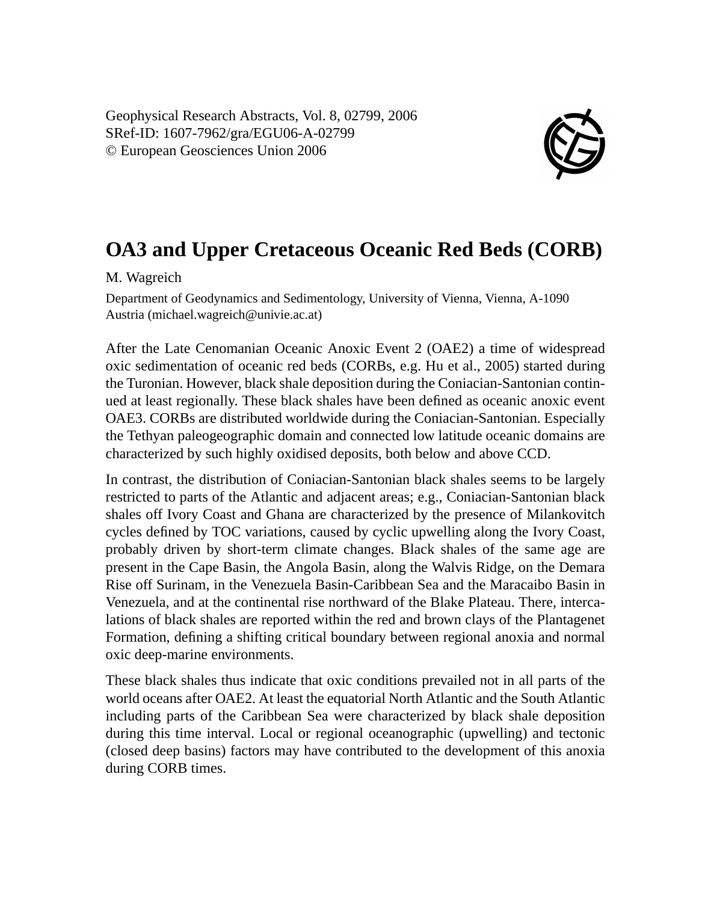Geophysical Research Abstracts, Vol. 8, 02799, 2006
SRef-ID: 1607-7962/gra/EGU06-A-02799
© European Geosciences Union 2006

# OA3 and Upper Cretaceous Oceanic Red Beds (CORB)

M. Wagreich

Department of Geodynamics and Sedimentology, University of Vienna, Vienna, A-1090 Austria (michael.wagreich@univie.ac.at)

After the Late Cenomanian Oceanic Anoxic Event 2 (OAE2) a time of widespread oxic sedimentation of oceanic red beds (CORBs, e.g. Hu et al., 2005) started during the Turonian. However, black shale deposition during the Coniacian-Santonian continued at least regionally. These black shales have been defined as oceanic anoxic event OAE3. CORBs are distributed worldwide during the Coniacian-Santonian. Especially the Tethyan paleogeographic domain and connected low latitude oceanic domains are characterized by such highly oxidised deposits, both below and above CCD.

In contrast, the distribution of Coniacian-Santonian black shales seems to be largely restricted to parts of the Atlantic and adjacent areas; e.g., Coniacian-Santonian black shales off Ivory Coast and Ghana are characterized by the presence of Milankovitch cycles defined by TOC variations, caused by cyclic upwelling along the Ivory Coast, probably driven by short-term climate changes. Black shales of the same age are present in the Cape Basin, the Angola Basin, along the Walvis Ridge, on the Demara Rise off Surinam, in the Venezuela Basin-Caribbean Sea and the Maracaibo Basin in Venezuela, and at the continental rise northward of the Blake Plateau. There, intercalations of black shales are reported within the red and brown clays of the Plantagenet Formation, defining a shifting critical boundary between regional anoxia and normal oxic deep-marine environments.

These black shales thus indicate that oxic conditions prevailed not in all parts of the world oceans after OAE2. At least the equatorial North Atlantic and the South Atlantic including parts of the Caribbean Sea were characterized by black shale deposition during this time interval. Local or regional oceanographic (upwelling) and tectonic (closed deep basins) factors may have contributed to the development of this anoxia during CORB times.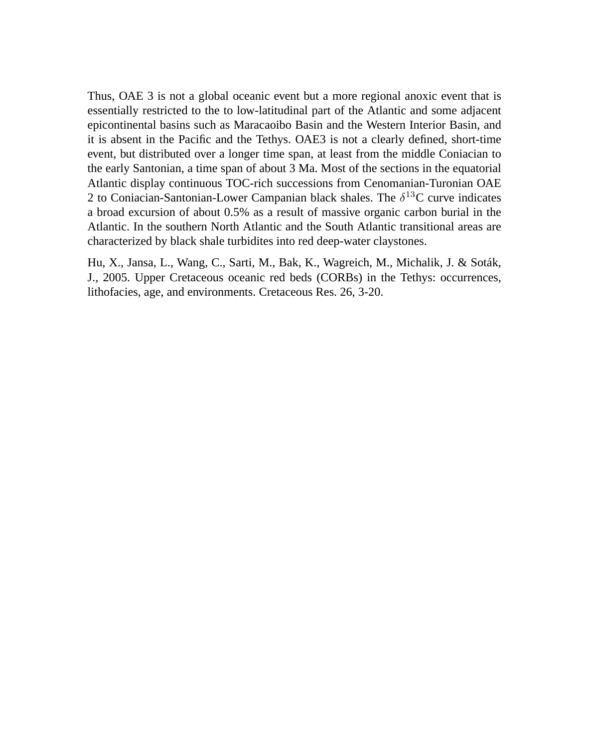Thus, OAE 3 is not a global oceanic event but a more regional anoxic event that is essentially restricted to the to low-latitudinal part of the Atlantic and some adjacent epicontinental basins such as Maracaoibo Basin and the Western Interior Basin, and it is absent in the Pacific and the Tethys. OAE3 is not a clearly defined, short-time event, but distributed over a longer time span, at least from the middle Coniacian to the early Santonian, a time span of about 3 Ma. Most of the sections in the equatorial Atlantic display continuous TOC-rich successions from Cenomanian-Turonian OAE 2 to Coniacian-Santonian-Lower Campanian black shales. The $\delta^{13}$C curve indicates a broad excursion of about 0.5% as a result of massive organic carbon burial in the Atlantic. In the southern North Atlantic and the South Atlantic transitional areas are characterized by black shale turbidites into red deep-water claystones.

Hu, X., Jansa, L., Wang, C., Sarti, M., Bak, K., Wagreich, M., Michalik, J. & Soták, J., 2005. Upper Cretaceous oceanic red beds (CORBs) in the Tethys: occurrences, lithofacies, age, and environments. Cretaceous Res. 26, 3-20.